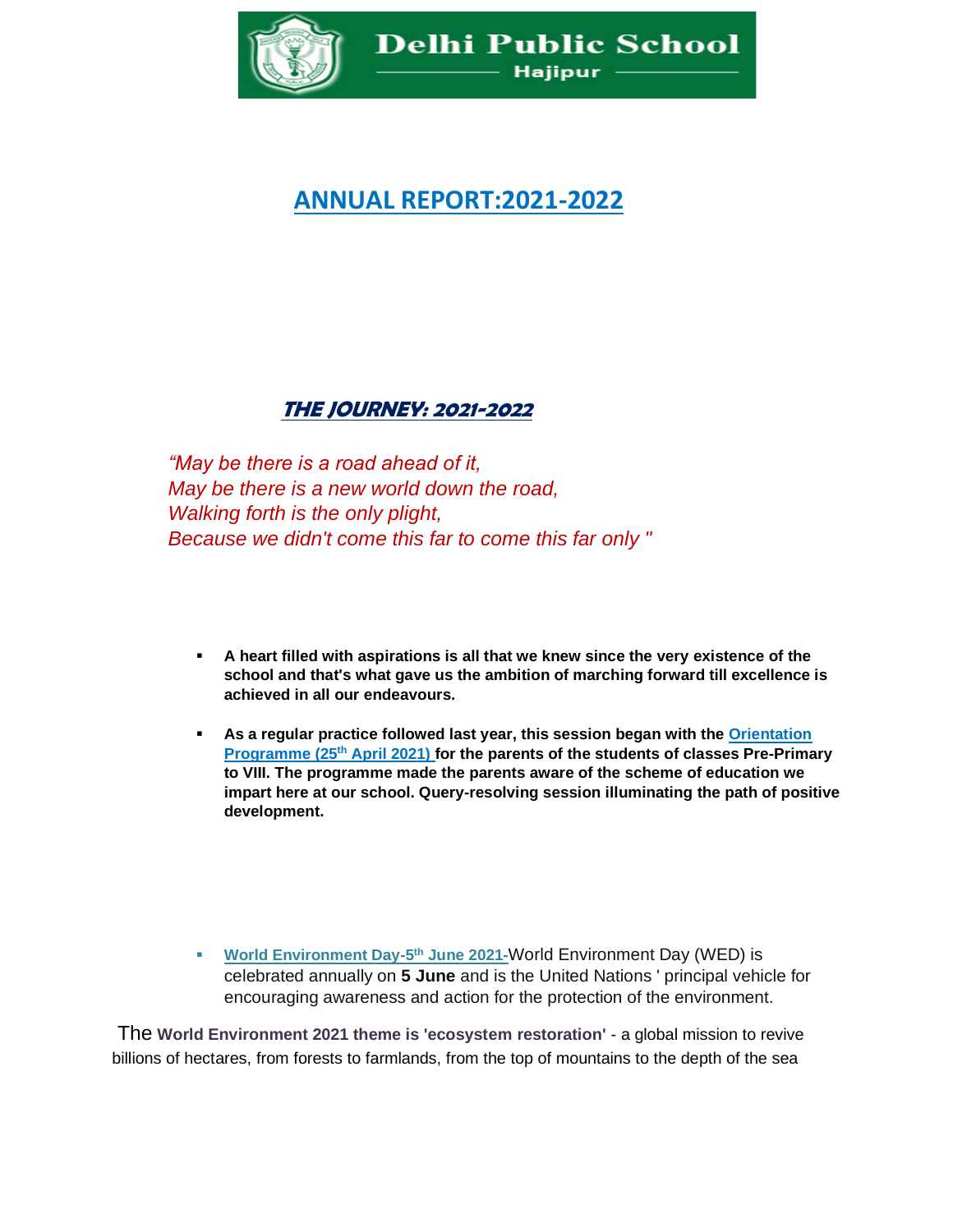**Delhi Public School**

**Hajipur**

# ANNUAL REPORT:2021-2022

## THE JOURNEY: 2021-2022

*"May be there is a road ahead of it,*
*May be there is a new world down the road,*
*Walking forth is the only plight,*
*Because we didn't come this far to come this far only "*

- **A heart filled with aspirations is all that we knew since the very existence of the school and that's what gave us the ambition of marching forward till excellence is achieved in all our endeavours.**

- **As a regular practice followed last year, this session began with the Orientation Programme (25th April 2021) for the parents of the students of classes Pre-Primary to VIII. The programme made the parents aware of the scheme of education we impart here at our school. Query-resolving session illuminating the path of positive development.**

- **World Environment Day-5th June 2021-**World Environment Day (WED) is celebrated annually on **5 June** and is the United Nations ' principal vehicle for encouraging awareness and action for the protection of the environment.

The **World Environment 2021 theme is 'ecosystem restoration'** - a global mission to revive billions of hectares, from forests to farmlands, from the top of mountains to the depth of the sea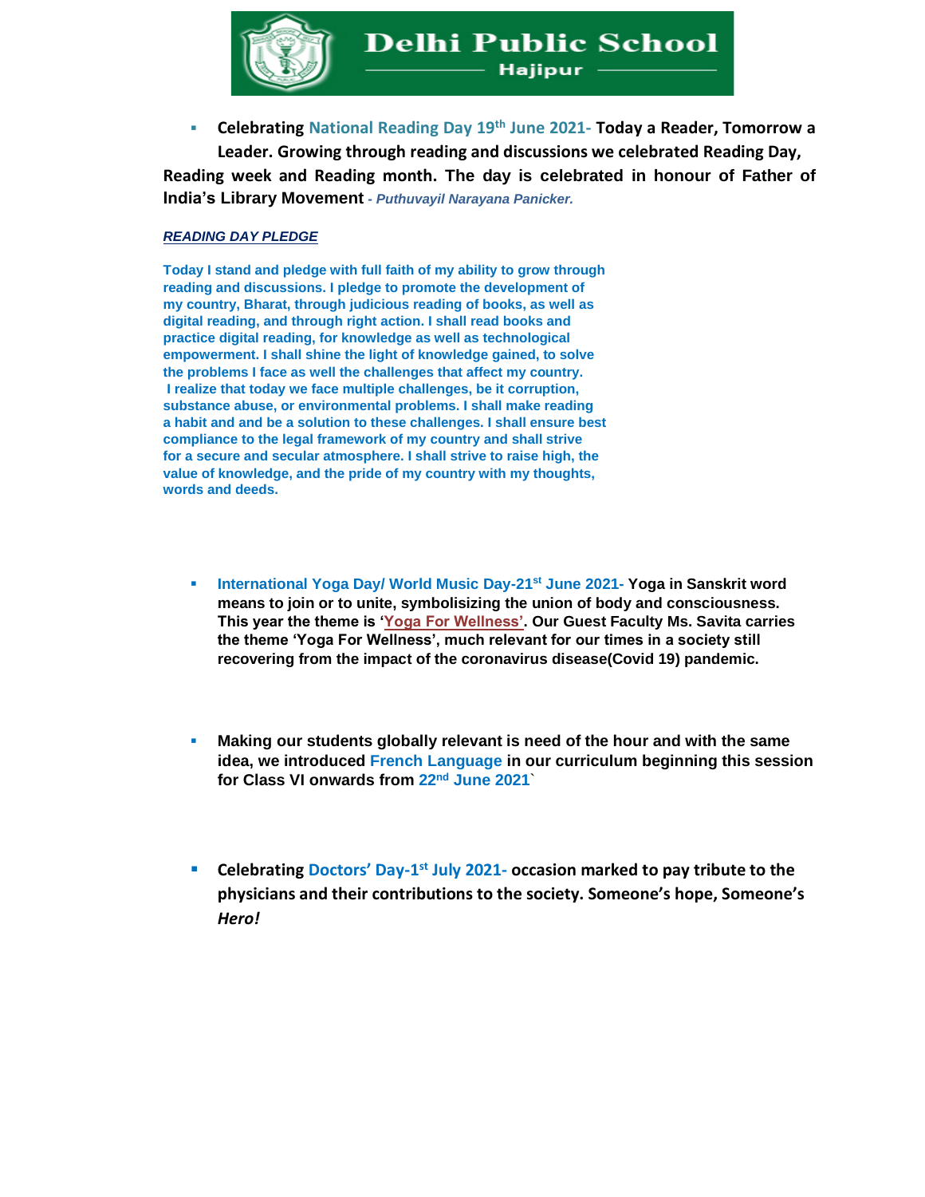- **Celebrating National Reading Day 19th June 2021- Today a Reader, Tomorrow a Leader. Growing through reading and discussions we celebrated Reading Day, Reading week and Reading month. The day is celebrated in honour of Father of India's Library Movement** - ***Puthuvayil Narayana Panicker.***

***READING DAY PLEDGE***

**Today I stand and pledge with full faith of my ability to grow through reading and discussions. I pledge to promote the development of my country, Bharat, through judicious reading of books, as well as digital reading, and through right action. I shall read books and practice digital reading, for knowledge as well as technological empowerment. I shall shine the light of knowledge gained, to solve the problems I face as well the challenges that affect my country.**
**I realize that today we face multiple challenges, be it corruption, substance abuse, or environmental problems. I shall make reading a habit and and be a solution to these challenges. I shall ensure best compliance to the legal framework of my country and shall strive for a secure and secular atmosphere. I shall strive to raise high, the value of knowledge, and the pride of my country with my thoughts, words and deeds.**

- **International Yoga Day/ World Music Day-21st June 2021- Yoga in Sanskrit word means to join or to unite, symbolisizing the union of body and consciousness. This year the theme is 'Yoga For Wellness'. Our Guest Faculty Ms. Savita carries the theme 'Yoga For Wellness', much relevant for our times in a society still recovering from the impact of the coronavirus disease(Covid 19) pandemic.**

- **Making our students globally relevant is need of the hour and with the same idea, we introduced French Language in our curriculum beginning this session for Class VI onwards from 22nd June 2021`**

- **Celebrating Doctors' Day-1st July 2021- occasion marked to pay tribute to the physicians and their contributions to the society. Someone's hope, Someone's *Hero!***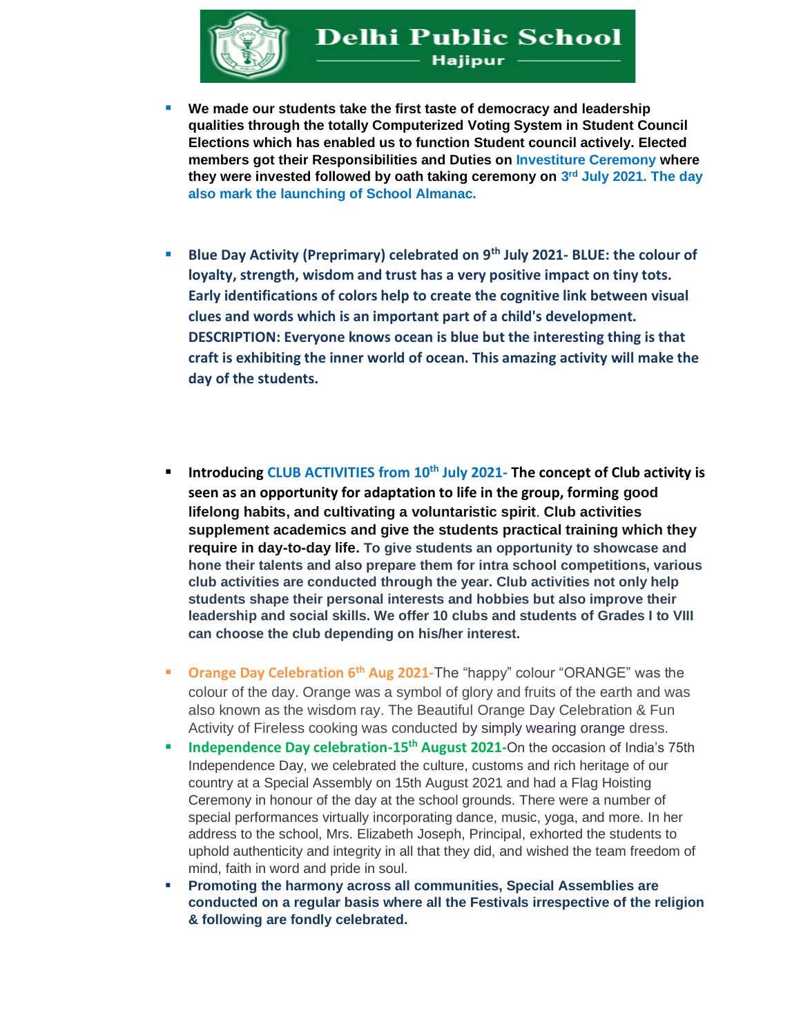- **We made our students take the first taste of democracy and leadership qualities through the totally Computerized Voting System in Student Council Elections which has enabled us to function Student council actively. Elected members got their Responsibilities and Duties on Investiture Ceremony where they were invested followed by oath taking ceremony on 3rd July 2021. The day also mark the launching of School Almanac.**

- **Blue Day Activity (Preprimary) celebrated on 9th July 2021- BLUE: the colour of loyalty, strength, wisdom and trust has a very positive impact on tiny tots. Early identifications of colors help to create the cognitive link between visual clues and words which is an important part of a child's development. DESCRIPTION: Everyone knows ocean is blue but the interesting thing is that craft is exhibiting the inner world of ocean. This amazing activity will make the day of the students.**

- **Introducing CLUB ACTIVITIES from 10th July 2021- The concept of Club activity is seen as an opportunity for adaptation to life in the group, forming good lifelong habits, and cultivating a voluntaristic spirit. Club activities supplement academics and give the students practical training which they require in day-to-day life. To give students an opportunity to showcase and hone their talents and also prepare them for intra school competitions, various club activities are conducted through the year. Club activities not only help students shape their personal interests and hobbies but also improve their leadership and social skills. We offer 10 clubs and students of Grades I to VIII can choose the club depending on his/her interest.**

- **Orange Day Celebration 6th Aug 2021-**The "happy" colour "ORANGE" was the colour of the day. Orange was a symbol of glory and fruits of the earth and was also known as the wisdom ray. The Beautiful Orange Day Celebration & Fun Activity of Fireless cooking was conducted by simply wearing orange dress.
- **Independence Day celebration-15th August 2021-**On the occasion of India's 75th Independence Day, we celebrated the culture, customs and rich heritage of our country at a Special Assembly on 15th August 2021 and had a Flag Hoisting Ceremony in honour of the day at the school grounds. There were a number of special performances virtually incorporating dance, music, yoga, and more. In her address to the school, Mrs. Elizabeth Joseph, Principal, exhorted the students to uphold authenticity and integrity in all that they did, and wished the team freedom of mind, faith in word and pride in soul.
- **Promoting the harmony across all communities, Special Assemblies are conducted on a regular basis where all the Festivals irrespective of the religion & following are fondly celebrated.**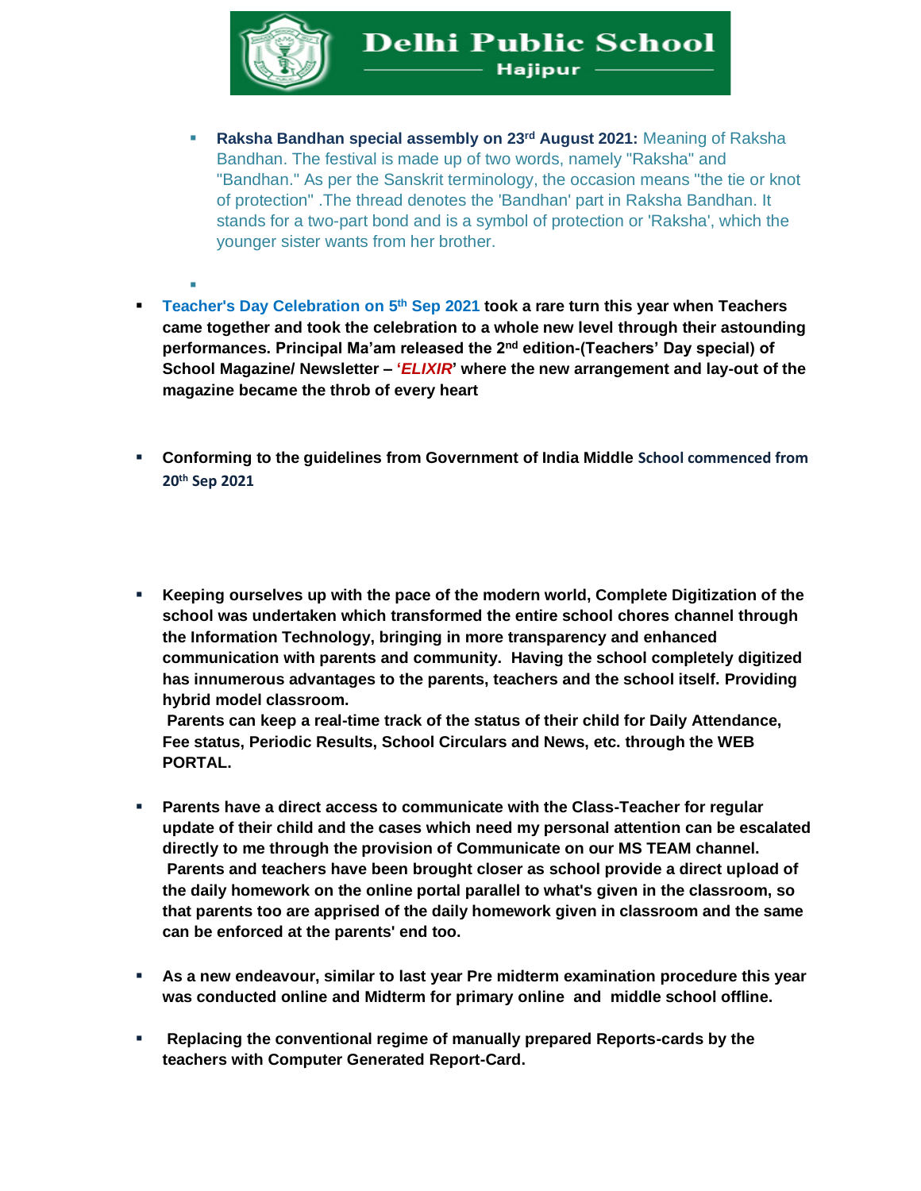- **Raksha Bandhan special assembly on 23rd August 2021:** Meaning of Raksha Bandhan. The festival is made up of two words, namely "Raksha" and "Bandhan." As per the Sanskrit terminology, the occasion means "the tie or knot of protection" .The thread denotes the 'Bandhan' part in Raksha Bandhan. It stands for a two-part bond and is a symbol of protection or 'Raksha', which the younger sister wants from her brother.

- **Teacher's Day Celebration on 5th Sep 2021 took a rare turn this year when Teachers came together and took the celebration to a whole new level through their astounding performances. Principal Ma'am released the 2nd edition-(Teachers' Day special) of School Magazine/ Newsletter – '*ELIXIR*' where the new arrangement and lay-out of the magazine became the throb of every heart**

- **Conforming to the guidelines from Government of India Middle School commenced from 20th Sep 2021**

- **Keeping ourselves up with the pace of the modern world, Complete Digitization of the school was undertaken which transformed the entire school chores channel through the Information Technology, bringing in more transparency and enhanced communication with parents and community. Having the school completely digitized has innumerous advantages to the parents, teachers and the school itself. Providing hybrid model classroom.**
  **Parents can keep a real-time track of the status of their child for Daily Attendance, Fee status, Periodic Results, School Circulars and News, etc. through the WEB PORTAL.**

- **Parents have a direct access to communicate with the Class-Teacher for regular update of their child and the cases which need my personal attention can be escalated directly to me through the provision of Communicate on our MS TEAM channel.**
  **Parents and teachers have been brought closer as school provide a direct upload of the daily homework on the online portal parallel to what's given in the classroom, so that parents too are apprised of the daily homework given in classroom and the same can be enforced at the parents' end too.**

- **As a new endeavour, similar to last year Pre midterm examination procedure this year was conducted online and Midterm for primary online and middle school offline.**

- **Replacing the conventional regime of manually prepared Reports-cards by the teachers with Computer Generated Report-Card.**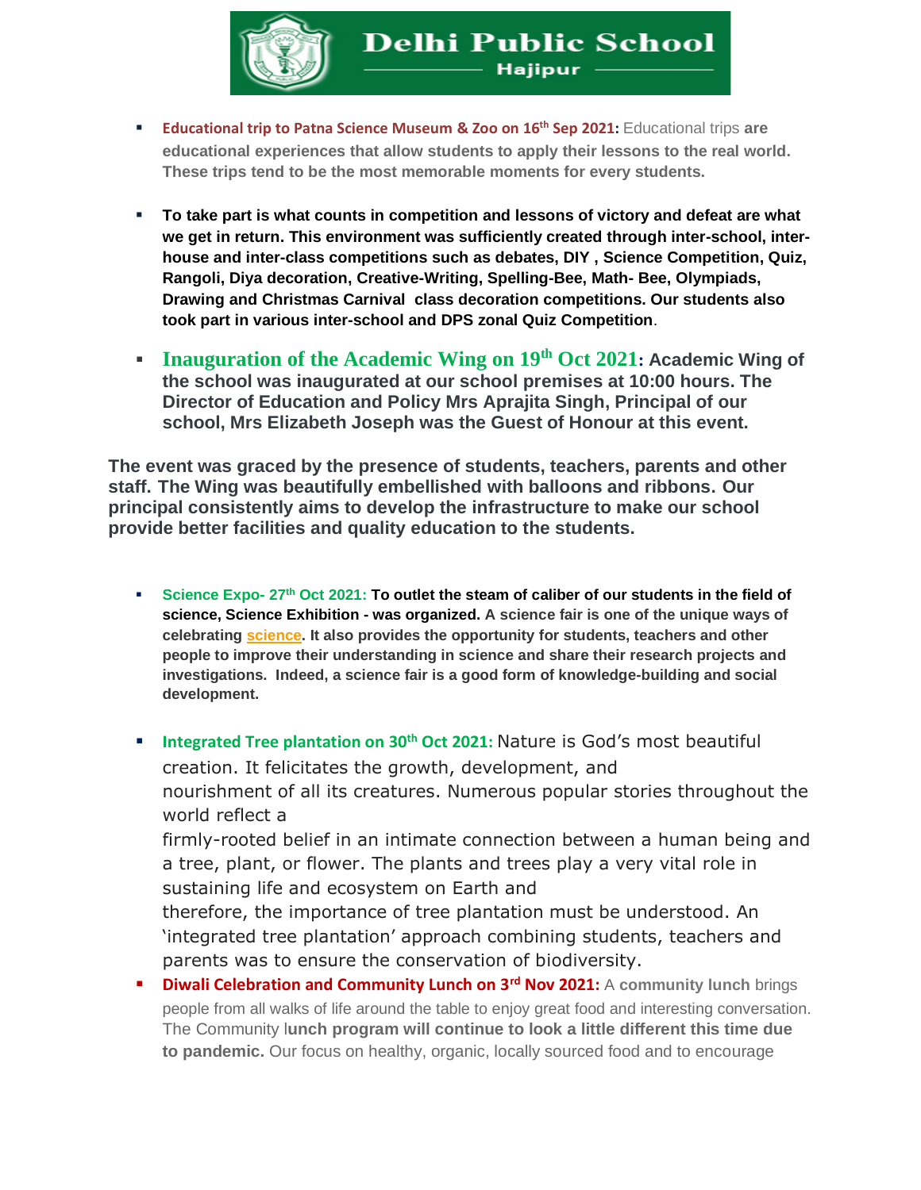- **Educational trip to Patna Science Museum & Zoo on 16th Sep 2021:** Educational trips **are educational experiences that allow students to apply their lessons to the real world. These trips tend to be the most memorable moments for every students.**

- **To take part is what counts in competition and lessons of victory and defeat are what we get in return. This environment was sufficiently created through inter-school, inter-house and inter-class competitions such as debates, DIY , Science Competition, Quiz, Rangoli, Diya decoration, Creative-Writing, Spelling-Bee, Math- Bee, Olympiads, Drawing and Christmas Carnival class decoration competitions. Our students also took part in various inter-school and DPS zonal Quiz Competition**.

- **Inauguration of the Academic Wing on 19th Oct 2021: Academic Wing of the school was inaugurated at our school premises at 10:00 hours. The Director of Education and Policy Mrs Aprajita Singh, Principal of our school, Mrs Elizabeth Joseph was the Guest of Honour at this event.**

**The event was graced by the presence of students, teachers, parents and other staff. The Wing was beautifully embellished with balloons and ribbons. Our principal consistently aims to develop the infrastructure to make our school provide better facilities and quality education to the students.**

- **Science Expo- 27th Oct 2021: To outlet the steam of caliber of our students in the field of science, Science Exhibition - was organized. A science fair is one of the unique ways of celebrating science. It also provides the opportunity for students, teachers and other people to improve their understanding in science and share their research projects and investigations. Indeed, a science fair is a good form of knowledge-building and social development.**

- **Integrated Tree plantation on 30th Oct 2021:** Nature is God's most beautiful creation. It felicitates the growth, development, and nourishment of all its creatures. Numerous popular stories throughout the world reflect a firmly-rooted belief in an intimate connection between a human being and a tree, plant, or flower. The plants and trees play a very vital role in sustaining life and ecosystem on Earth and therefore, the importance of tree plantation must be understood. An 'integrated tree plantation' approach combining students, teachers and parents was to ensure the conservation of biodiversity.
- **Diwali Celebration and Community Lunch on 3rd Nov 2021:** A **community lunch** brings people from all walks of life around the table to enjoy great food and interesting conversation. The Community l**unch program will continue to look a little different this time due to pandemic.** Our focus on healthy, organic, locally sourced food and to encourage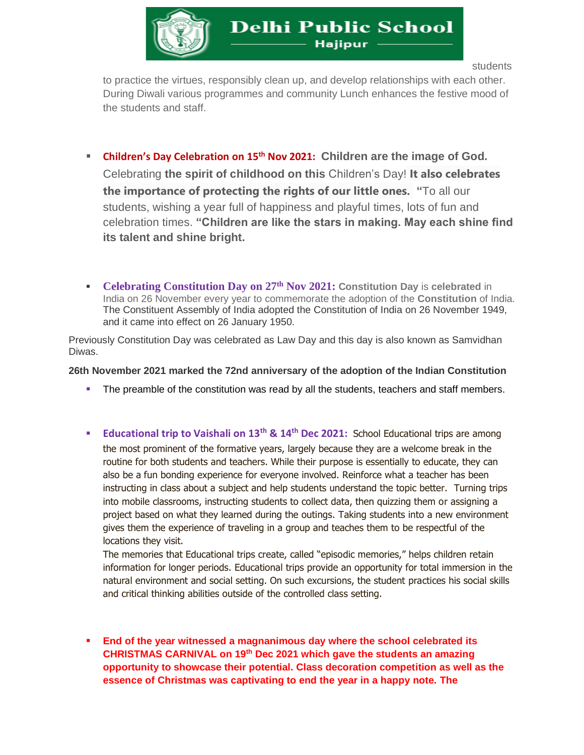students to practice the virtues, responsibly clean up, and develop relationships with each other. During Diwali various programmes and community Lunch enhances the festive mood of the students and staff.

- **Children's Day Celebration on 15th Nov 2021:** **Children are the image of God.** Celebrating **the spirit of childhood on this** Children's Day! **It also celebrates the importance of protecting the rights of our little ones.** "To all our students, wishing a year full of happiness and playful times, lots of fun and celebration times. **"Children are like the stars in making. May each shine find its talent and shine bright.**

- **Celebrating Constitution Day on 27th Nov 2021:** **Constitution Day** is **celebrated** in India on 26 November every year to commemorate the adoption of the **Constitution** of India. The Constituent Assembly of India adopted the Constitution of India on 26 November 1949, and it came into effect on 26 January 1950.

Previously Constitution Day was celebrated as Law Day and this day is also known as Samvidhan Diwas.

**26th November 2021 marked the 72nd anniversary of the adoption of the Indian Constitution**

- The preamble of the constitution was read by all the students, teachers and staff members.

- **Educational trip to Vaishali on 13th & 14th Dec 2021:** School Educational trips are among the most prominent of the formative years, largely because they are a welcome break in the routine for both students and teachers. While their purpose is essentially to educate, they can also be a fun bonding experience for everyone involved. Reinforce what a teacher has been instructing in class about a subject and help students understand the topic better. Turning trips into mobile classrooms, instructing students to collect data, then quizzing them or assigning a project based on what they learned during the outings. Taking students into a new environment gives them the experience of traveling in a group and teaches them to be respectful of the locations they visit.

  The memories that Educational trips create, called "episodic memories," helps children retain information for longer periods. Educational trips provide an opportunity for total immersion in the natural environment and social setting. On such excursions, the student practices his social skills and critical thinking abilities outside of the controlled class setting.

- **End of the year witnessed a magnanimous day where the school celebrated its CHRISTMAS CARNIVAL on 19th Dec 2021 which gave the students an amazing opportunity to showcase their potential. Class decoration competition as well as the essence of Christmas was captivating to end the year in a happy note. The**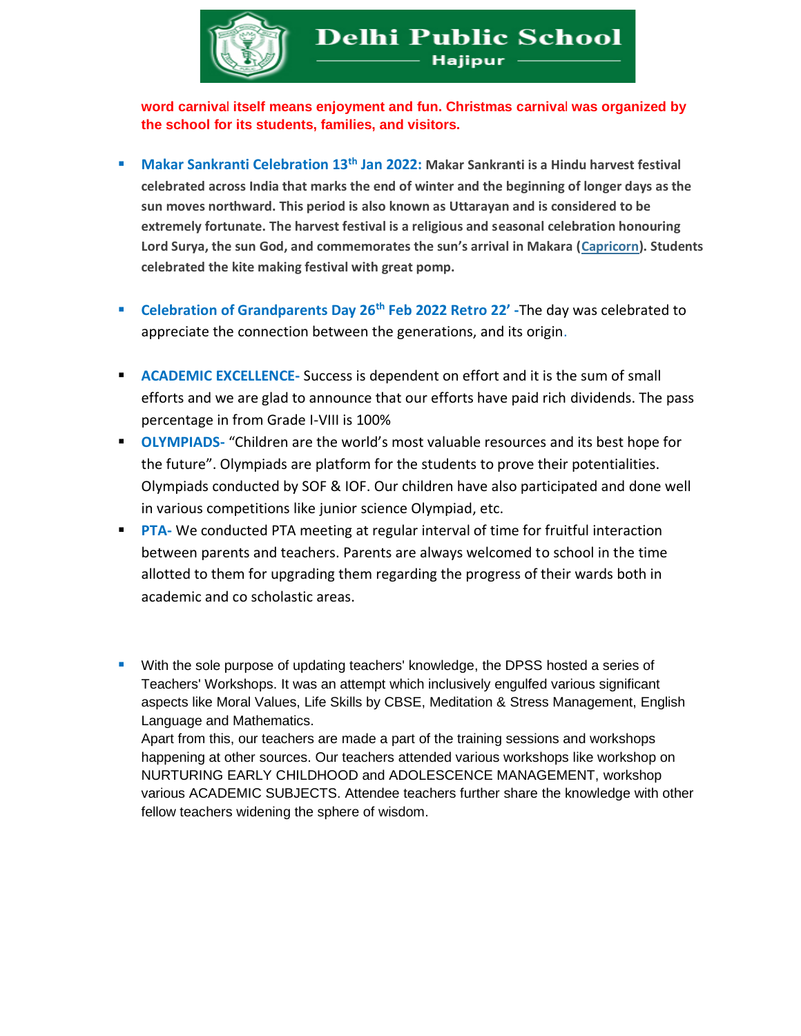**word carnival itself means enjoyment and fun. Christmas carnival was organized by the school for its students, families, and visitors.**

- **Makar Sankranti Celebration 13th Jan 2022:** **Makar Sankranti is a Hindu harvest festival celebrated across India that marks the end of winter and the beginning of longer days as the sun moves northward. This period is also known as Uttarayan and is considered to be extremely fortunate. The harvest festival is a religious and seasonal celebration honouring Lord Surya, the sun God, and commemorates the sun's arrival in Makara (Capricorn). Students celebrated the kite making festival with great pomp.**

- **Celebration of Grandparents Day 26th Feb 2022 Retro 22' -**The day was celebrated to appreciate the connection between the generations, and its origin.

- **ACADEMIC EXCELLENCE-** Success is dependent on effort and it is the sum of small efforts and we are glad to announce that our efforts have paid rich dividends. The pass percentage in from Grade I-VIII is 100%
- **OLYMPIADS-** "Children are the world's most valuable resources and its best hope for the future". Olympiads are platform for the students to prove their potentialities. Olympiads conducted by SOF & IOF. Our children have also participated and done well in various competitions like junior science Olympiad, etc.
- **PTA-** We conducted PTA meeting at regular interval of time for fruitful interaction between parents and teachers. Parents are always welcomed to school in the time allotted to them for upgrading them regarding the progress of their wards both in academic and co scholastic areas.

- With the sole purpose of updating teachers' knowledge, the DPSS hosted a series of Teachers' Workshops. It was an attempt which inclusively engulfed various significant aspects like Moral Values, Life Skills by CBSE, Meditation & Stress Management, English Language and Mathematics.
  Apart from this, our teachers are made a part of the training sessions and workshops happening at other sources. Our teachers attended various workshops like workshop on NURTURING EARLY CHILDHOOD and ADOLESCENCE MANAGEMENT, workshop various ACADEMIC SUBJECTS. Attendee teachers further share the knowledge with other fellow teachers widening the sphere of wisdom.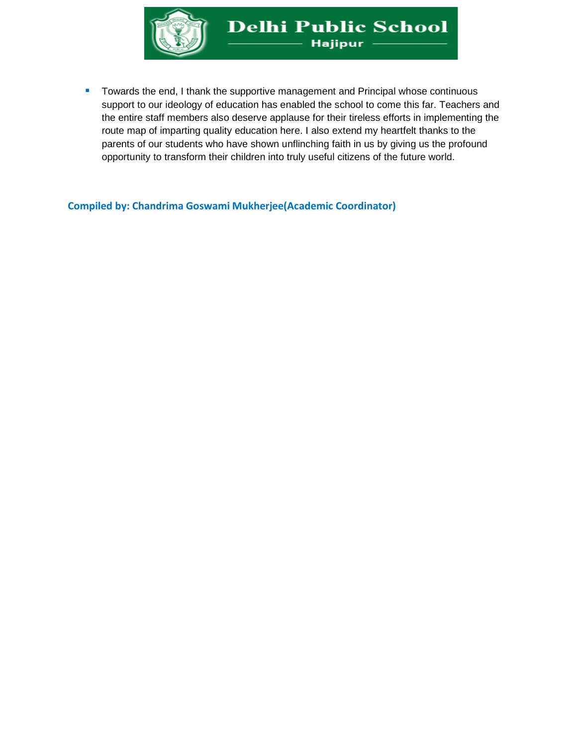- Towards the end, I thank the supportive management and Principal whose continuous support to our ideology of education has enabled the school to come this far. Teachers and the entire staff members also deserve applause for their tireless efforts in implementing the route map of imparting quality education here. I also extend my heartfelt thanks to the parents of our students who have shown unflinching faith in us by giving us the profound opportunity to transform their children into truly useful citizens of the future world.

**Compiled by: Chandrima Goswami Mukherjee(Academic Coordinator)**